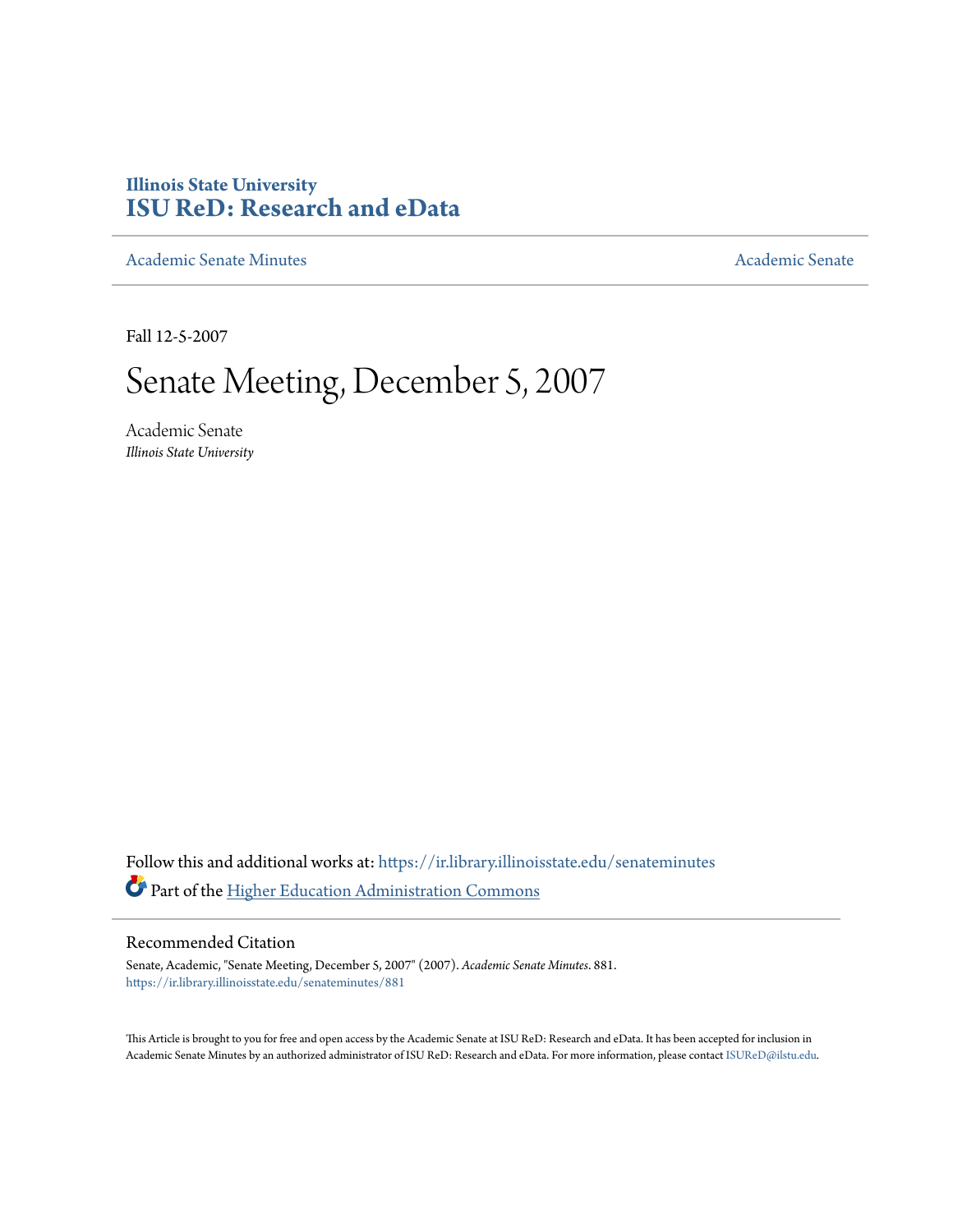**Illinois State University**
# ISU ReD: Research and eData

Academic Senate Minutes — Academic Senate

Fall 12-5-2007

# Senate Meeting, December 5, 2007

Academic Senate
*Illinois State University*

Follow this and additional works at: https://ir.library.illinoisstate.edu/senateminutes

Part of the Higher Education Administration Commons

## Recommended Citation

Senate, Academic, "Senate Meeting, December 5, 2007" (2007). *Academic Senate Minutes*. 881.
https://ir.library.illinoisstate.edu/senateminutes/881

This Article is brought to you for free and open access by the Academic Senate at ISU ReD: Research and eData. It has been accepted for inclusion in Academic Senate Minutes by an authorized administrator of ISU ReD: Research and eData. For more information, please contact ISUReD@ilstu.edu.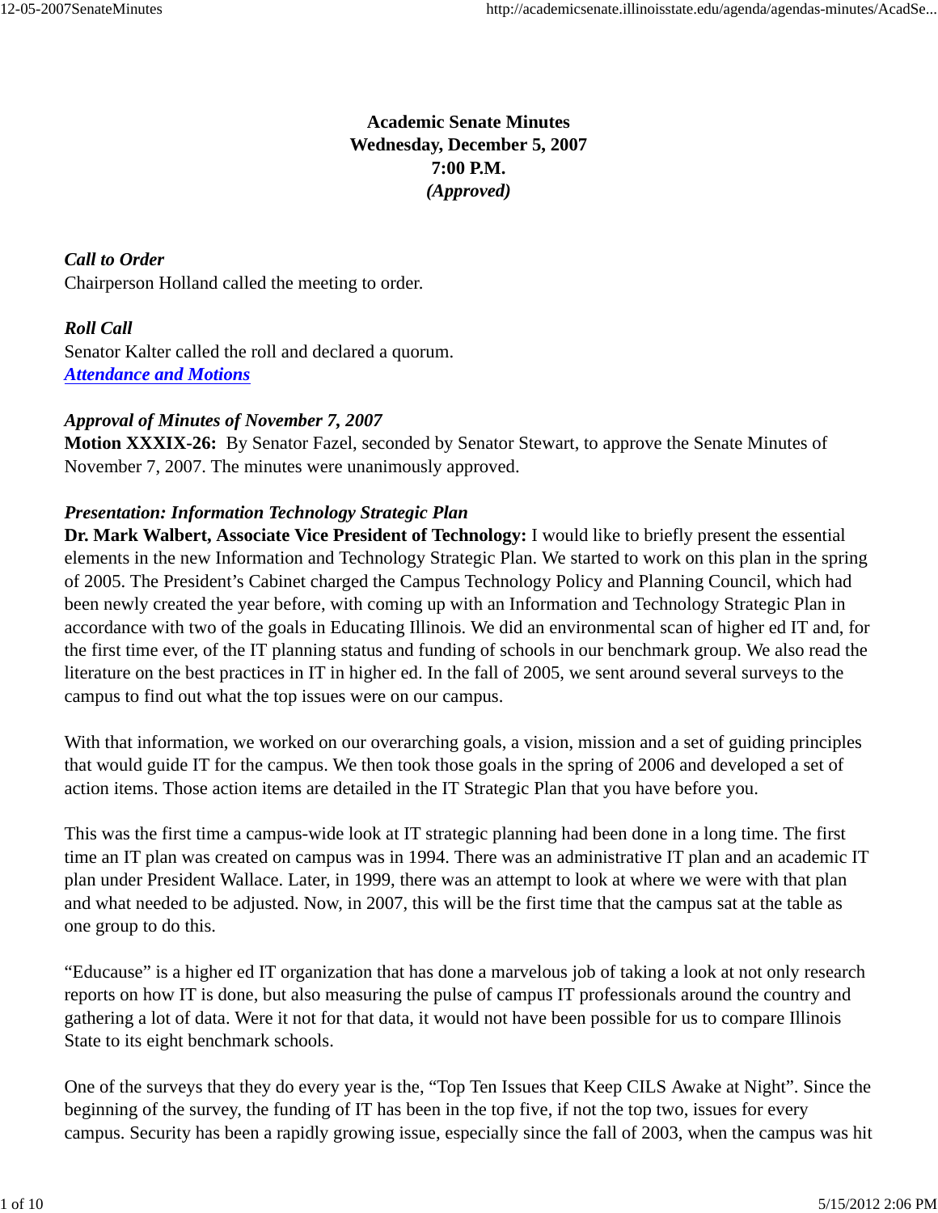**Academic Senate Minutes**
**Wednesday, December 5, 2007**
**7:00 P.M.**
***(Approved)***

***Call to Order***
Chairperson Holland called the meeting to order.

***Roll Call***
Senator Kalter called the roll and declared a quorum.
***Attendance and Motions***

***Approval of Minutes of November 7, 2007***
**Motion XXXIX-26:** By Senator Fazel, seconded by Senator Stewart, to approve the Senate Minutes of November 7, 2007. The minutes were unanimously approved.

***Presentation: Information Technology Strategic Plan***
**Dr. Mark Walbert, Associate Vice President of Technology:** I would like to briefly present the essential elements in the new Information and Technology Strategic Plan. We started to work on this plan in the spring of 2005. The President's Cabinet charged the Campus Technology Policy and Planning Council, which had been newly created the year before, with coming up with an Information and Technology Strategic Plan in accordance with two of the goals in Educating Illinois. We did an environmental scan of higher ed IT and, for the first time ever, of the IT planning status and funding of schools in our benchmark group. We also read the literature on the best practices in IT in higher ed. In the fall of 2005, we sent around several surveys to the campus to find out what the top issues were on our campus.

With that information, we worked on our overarching goals, a vision, mission and a set of guiding principles that would guide IT for the campus. We then took those goals in the spring of 2006 and developed a set of action items. Those action items are detailed in the IT Strategic Plan that you have before you.

This was the first time a campus-wide look at IT strategic planning had been done in a long time. The first time an IT plan was created on campus was in 1994. There was an administrative IT plan and an academic IT plan under President Wallace. Later, in 1999, there was an attempt to look at where we were with that plan and what needed to be adjusted. Now, in 2007, this will be the first time that the campus sat at the table as one group to do this.

"Educause" is a higher ed IT organization that has done a marvelous job of taking a look at not only research reports on how IT is done, but also measuring the pulse of campus IT professionals around the country and gathering a lot of data. Were it not for that data, it would not have been possible for us to compare Illinois State to its eight benchmark schools.

One of the surveys that they do every year is the, "Top Ten Issues that Keep CILS Awake at Night". Since the beginning of the survey, the funding of IT has been in the top five, if not the top two, issues for every campus. Security has been a rapidly growing issue, especially since the fall of 2003, when the campus was hit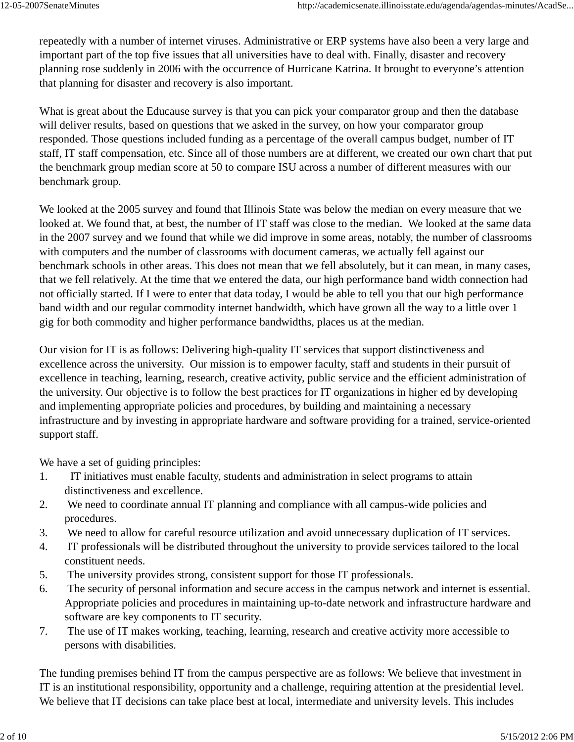repeatedly with a number of internet viruses. Administrative or ERP systems have also been a very large and important part of the top five issues that all universities have to deal with. Finally, disaster and recovery planning rose suddenly in 2006 with the occurrence of Hurricane Katrina. It brought to everyone's attention that planning for disaster and recovery is also important.

What is great about the Educause survey is that you can pick your comparator group and then the database will deliver results, based on questions that we asked in the survey, on how your comparator group responded. Those questions included funding as a percentage of the overall campus budget, number of IT staff, IT staff compensation, etc. Since all of those numbers are at different, we created our own chart that put the benchmark group median score at 50 to compare ISU across a number of different measures with our benchmark group.

We looked at the 2005 survey and found that Illinois State was below the median on every measure that we looked at. We found that, at best, the number of IT staff was close to the median. We looked at the same data in the 2007 survey and we found that while we did improve in some areas, notably, the number of classrooms with computers and the number of classrooms with document cameras, we actually fell against our benchmark schools in other areas. This does not mean that we fell absolutely, but it can mean, in many cases, that we fell relatively. At the time that we entered the data, our high performance band width connection had not officially started. If I were to enter that data today, I would be able to tell you that our high performance band width and our regular commodity internet bandwidth, which have grown all the way to a little over 1 gig for both commodity and higher performance bandwidths, places us at the median.

Our vision for IT is as follows: Delivering high-quality IT services that support distinctiveness and excellence across the university. Our mission is to empower faculty, staff and students in their pursuit of excellence in teaching, learning, research, creative activity, public service and the efficient administration of the university. Our objective is to follow the best practices for IT organizations in higher ed by developing and implementing appropriate policies and procedures, by building and maintaining a necessary infrastructure and by investing in appropriate hardware and software providing for a trained, service-oriented support staff.

We have a set of guiding principles:

1. IT initiatives must enable faculty, students and administration in select programs to attain distinctiveness and excellence.
2. We need to coordinate annual IT planning and compliance with all campus-wide policies and procedures.
3. We need to allow for careful resource utilization and avoid unnecessary duplication of IT services.
4. IT professionals will be distributed throughout the university to provide services tailored to the local constituent needs.
5. The university provides strong, consistent support for those IT professionals.
6. The security of personal information and secure access in the campus network and internet is essential. Appropriate policies and procedures in maintaining up-to-date network and infrastructure hardware and software are key components to IT security.
7. The use of IT makes working, teaching, learning, research and creative activity more accessible to persons with disabilities.

The funding premises behind IT from the campus perspective are as follows: We believe that investment in IT is an institutional responsibility, opportunity and a challenge, requiring attention at the presidential level. We believe that IT decisions can take place best at local, intermediate and university levels. This includes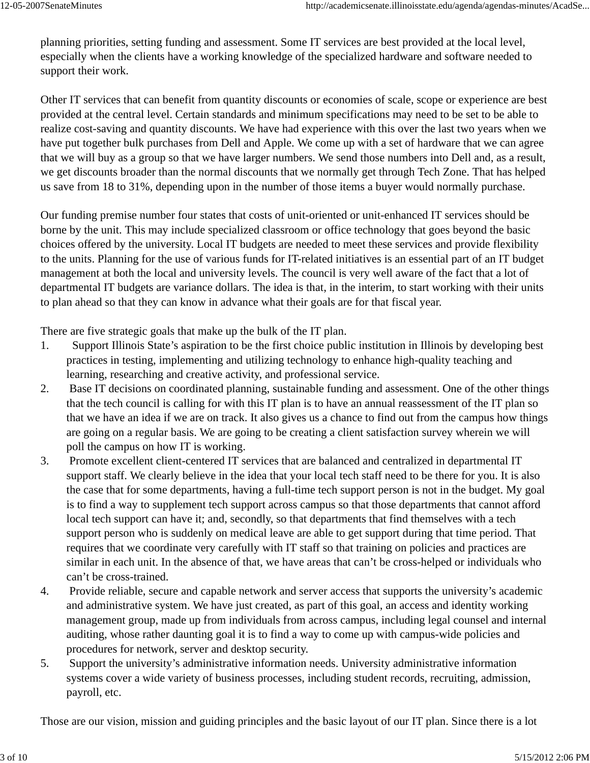planning priorities, setting funding and assessment. Some IT services are best provided at the local level, especially when the clients have a working knowledge of the specialized hardware and software needed to support their work.

Other IT services that can benefit from quantity discounts or economies of scale, scope or experience are best provided at the central level. Certain standards and minimum specifications may need to be set to be able to realize cost-saving and quantity discounts. We have had experience with this over the last two years when we have put together bulk purchases from Dell and Apple. We come up with a set of hardware that we can agree that we will buy as a group so that we have larger numbers. We send those numbers into Dell and, as a result, we get discounts broader than the normal discounts that we normally get through Tech Zone. That has helped us save from 18 to 31%, depending upon in the number of those items a buyer would normally purchase.

Our funding premise number four states that costs of unit-oriented or unit-enhanced IT services should be borne by the unit. This may include specialized classroom or office technology that goes beyond the basic choices offered by the university. Local IT budgets are needed to meet these services and provide flexibility to the units. Planning for the use of various funds for IT-related initiatives is an essential part of an IT budget management at both the local and university levels. The council is very well aware of the fact that a lot of departmental IT budgets are variance dollars. The idea is that, in the interim, to start working with their units to plan ahead so that they can know in advance what their goals are for that fiscal year.

There are five strategic goals that make up the bulk of the IT plan.

1. Support Illinois State's aspiration to be the first choice public institution in Illinois by developing best practices in testing, implementing and utilizing technology to enhance high-quality teaching and learning, researching and creative activity, and professional service.
2. Base IT decisions on coordinated planning, sustainable funding and assessment. One of the other things that the tech council is calling for with this IT plan is to have an annual reassessment of the IT plan so that we have an idea if we are on track. It also gives us a chance to find out from the campus how things are going on a regular basis. We are going to be creating a client satisfaction survey wherein we will poll the campus on how IT is working.
3. Promote excellent client-centered IT services that are balanced and centralized in departmental IT support staff. We clearly believe in the idea that your local tech staff need to be there for you. It is also the case that for some departments, having a full-time tech support person is not in the budget. My goal is to find a way to supplement tech support across campus so that those departments that cannot afford local tech support can have it; and, secondly, so that departments that find themselves with a tech support person who is suddenly on medical leave are able to get support during that time period. That requires that we coordinate very carefully with IT staff so that training on policies and practices are similar in each unit. In the absence of that, we have areas that can't be cross-helped or individuals who can't be cross-trained.
4. Provide reliable, secure and capable network and server access that supports the university's academic and administrative system. We have just created, as part of this goal, an access and identity working management group, made up from individuals from across campus, including legal counsel and internal auditing, whose rather daunting goal it is to find a way to come up with campus-wide policies and procedures for network, server and desktop security.
5. Support the university's administrative information needs. University administrative information systems cover a wide variety of business processes, including student records, recruiting, admission, payroll, etc.

Those are our vision, mission and guiding principles and the basic layout of our IT plan. Since there is a lot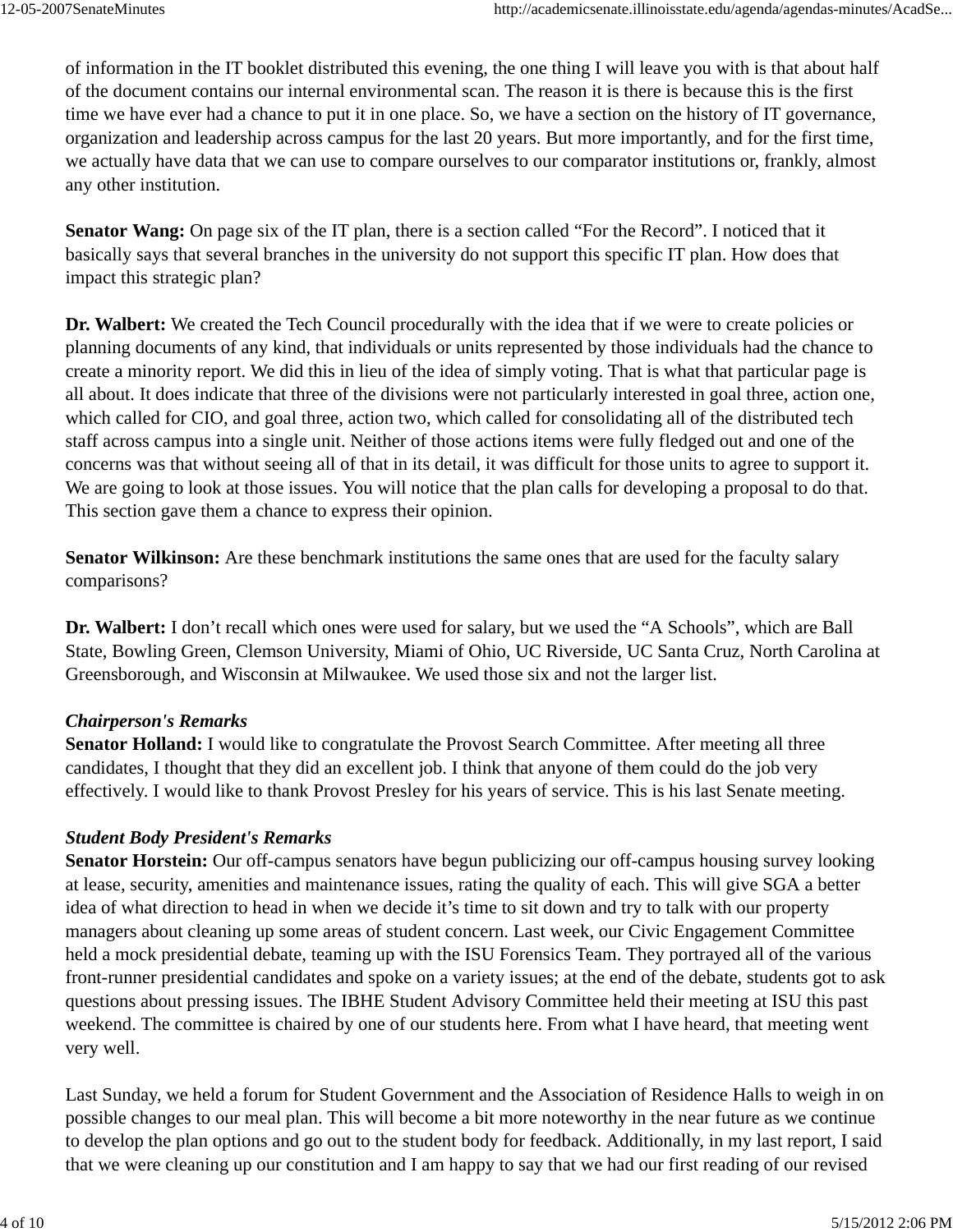of information in the IT booklet distributed this evening, the one thing I will leave you with is that about half of the document contains our internal environmental scan. The reason it is there is because this is the first time we have ever had a chance to put it in one place. So, we have a section on the history of IT governance, organization and leadership across campus for the last 20 years. But more importantly, and for the first time, we actually have data that we can use to compare ourselves to our comparator institutions or, frankly, almost any other institution.

**Senator Wang:** On page six of the IT plan, there is a section called “For the Record”. I noticed that it basically says that several branches in the university do not support this specific IT plan. How does that impact this strategic plan?

**Dr. Walbert:** We created the Tech Council procedurally with the idea that if we were to create policies or planning documents of any kind, that individuals or units represented by those individuals had the chance to create a minority report. We did this in lieu of the idea of simply voting. That is what that particular page is all about. It does indicate that three of the divisions were not particularly interested in goal three, action one, which called for CIO, and goal three, action two, which called for consolidating all of the distributed tech staff across campus into a single unit. Neither of those actions items were fully fledged out and one of the concerns was that without seeing all of that in its detail, it was difficult for those units to agree to support it. We are going to look at those issues. You will notice that the plan calls for developing a proposal to do that. This section gave them a chance to express their opinion.

**Senator Wilkinson:** Are these benchmark institutions the same ones that are used for the faculty salary comparisons?

**Dr. Walbert:** I don’t recall which ones were used for salary, but we used the “A Schools”, which are Ball State, Bowling Green, Clemson University, Miami of Ohio, UC Riverside, UC Santa Cruz, North Carolina at Greensborough, and Wisconsin at Milwaukee. We used those six and not the larger list.

***Chairperson's Remarks***

**Senator Holland:** I would like to congratulate the Provost Search Committee. After meeting all three candidates, I thought that they did an excellent job. I think that anyone of them could do the job very effectively. I would like to thank Provost Presley for his years of service. This is his last Senate meeting.

***Student Body President's Remarks***

**Senator Horstein:** Our off-campus senators have begun publicizing our off-campus housing survey looking at lease, security, amenities and maintenance issues, rating the quality of each. This will give SGA a better idea of what direction to head in when we decide it’s time to sit down and try to talk with our property managers about cleaning up some areas of student concern. Last week, our Civic Engagement Committee held a mock presidential debate, teaming up with the ISU Forensics Team. They portrayed all of the various front-runner presidential candidates and spoke on a variety issues; at the end of the debate, students got to ask questions about pressing issues. The IBHE Student Advisory Committee held their meeting at ISU this past weekend. The committee is chaired by one of our students here. From what I have heard, that meeting went very well.

Last Sunday, we held a forum for Student Government and the Association of Residence Halls to weigh in on possible changes to our meal plan. This will become a bit more noteworthy in the near future as we continue to develop the plan options and go out to the student body for feedback. Additionally, in my last report, I said that we were cleaning up our constitution and I am happy to say that we had our first reading of our revised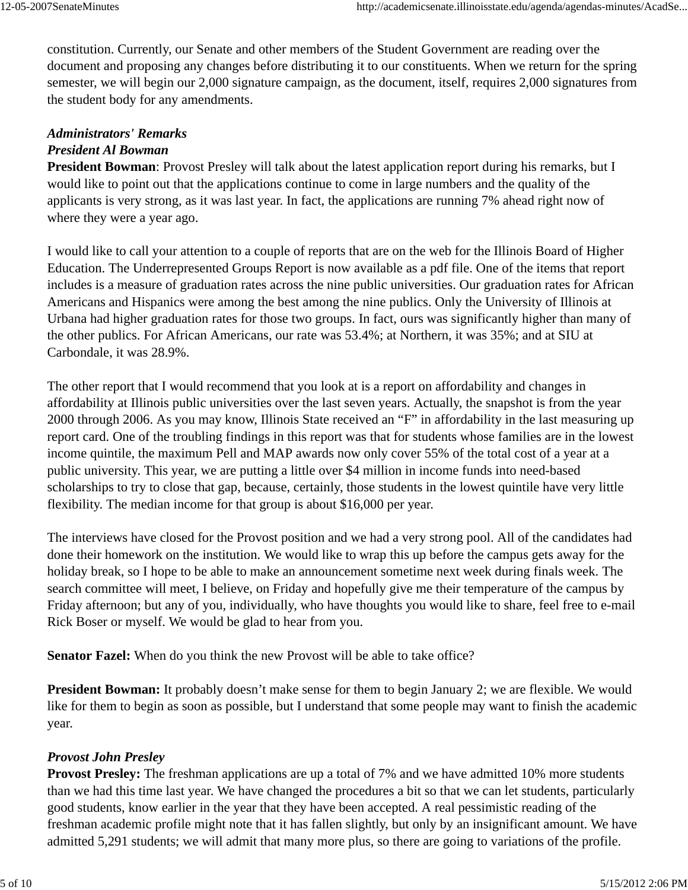constitution. Currently, our Senate and other members of the Student Government are reading over the document and proposing any changes before distributing it to our constituents. When we return for the spring semester, we will begin our 2,000 signature campaign, as the document, itself, requires 2,000 signatures from the student body for any amendments.

***Administrators' Remarks***
***President Al Bowman***

**President Bowman**: Provost Presley will talk about the latest application report during his remarks, but I would like to point out that the applications continue to come in large numbers and the quality of the applicants is very strong, as it was last year. In fact, the applications are running 7% ahead right now of where they were a year ago.

I would like to call your attention to a couple of reports that are on the web for the Illinois Board of Higher Education. The Underrepresented Groups Report is now available as a pdf file. One of the items that report includes is a measure of graduation rates across the nine public universities. Our graduation rates for African Americans and Hispanics were among the best among the nine publics. Only the University of Illinois at Urbana had higher graduation rates for those two groups. In fact, ours was significantly higher than many of the other publics. For African Americans, our rate was 53.4%; at Northern, it was 35%; and at SIU at Carbondale, it was 28.9%.

The other report that I would recommend that you look at is a report on affordability and changes in affordability at Illinois public universities over the last seven years. Actually, the snapshot is from the year 2000 through 2006. As you may know, Illinois State received an "F" in affordability in the last measuring up report card. One of the troubling findings in this report was that for students whose families are in the lowest income quintile, the maximum Pell and MAP awards now only cover 55% of the total cost of a year at a public university. This year, we are putting a little over $4 million in income funds into need-based scholarships to try to close that gap, because, certainly, those students in the lowest quintile have very little flexibility. The median income for that group is about $16,000 per year.

The interviews have closed for the Provost position and we had a very strong pool. All of the candidates had done their homework on the institution. We would like to wrap this up before the campus gets away for the holiday break, so I hope to be able to make an announcement sometime next week during finals week. The search committee will meet, I believe, on Friday and hopefully give me their temperature of the campus by Friday afternoon; but any of you, individually, who have thoughts you would like to share, feel free to e-mail Rick Boser or myself. We would be glad to hear from you.

**Senator Fazel:** When do you think the new Provost will be able to take office?

**President Bowman:** It probably doesn't make sense for them to begin January 2; we are flexible. We would like for them to begin as soon as possible, but I understand that some people may want to finish the academic year.

***Provost John Presley***

**Provost Presley:** The freshman applications are up a total of 7% and we have admitted 10% more students than we had this time last year. We have changed the procedures a bit so that we can let students, particularly good students, know earlier in the year that they have been accepted. A real pessimistic reading of the freshman academic profile might note that it has fallen slightly, but only by an insignificant amount. We have admitted 5,291 students; we will admit that many more plus, so there are going to variations of the profile.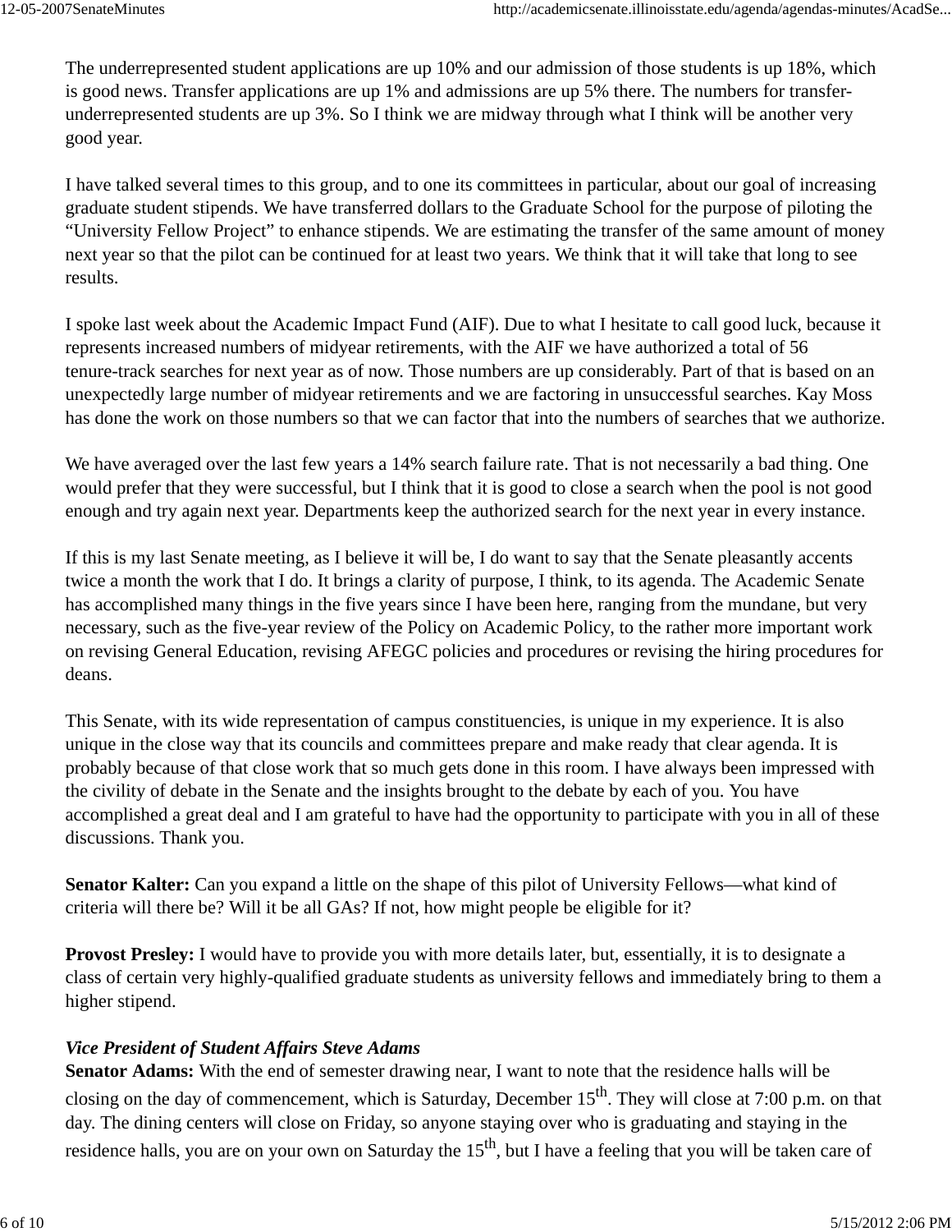The underrepresented student applications are up 10% and our admission of those students is up 18%, which is good news. Transfer applications are up 1% and admissions are up 5% there. The numbers for transfer-underrepresented students are up 3%. So I think we are midway through what I think will be another very good year.

I have talked several times to this group, and to one its committees in particular, about our goal of increasing graduate student stipends. We have transferred dollars to the Graduate School for the purpose of piloting the "University Fellow Project" to enhance stipends. We are estimating the transfer of the same amount of money next year so that the pilot can be continued for at least two years. We think that it will take that long to see results.

I spoke last week about the Academic Impact Fund (AIF). Due to what I hesitate to call good luck, because it represents increased numbers of midyear retirements, with the AIF we have authorized a total of 56 tenure-track searches for next year as of now. Those numbers are up considerably. Part of that is based on an unexpectedly large number of midyear retirements and we are factoring in unsuccessful searches. Kay Moss has done the work on those numbers so that we can factor that into the numbers of searches that we authorize.

We have averaged over the last few years a 14% search failure rate. That is not necessarily a bad thing. One would prefer that they were successful, but I think that it is good to close a search when the pool is not good enough and try again next year. Departments keep the authorized search for the next year in every instance.

If this is my last Senate meeting, as I believe it will be, I do want to say that the Senate pleasantly accents twice a month the work that I do. It brings a clarity of purpose, I think, to its agenda. The Academic Senate has accomplished many things in the five years since I have been here, ranging from the mundane, but very necessary, such as the five-year review of the Policy on Academic Policy, to the rather more important work on revising General Education, revising AFEGC policies and procedures or revising the hiring procedures for deans.

This Senate, with its wide representation of campus constituencies, is unique in my experience. It is also unique in the close way that its councils and committees prepare and make ready that clear agenda. It is probably because of that close work that so much gets done in this room. I have always been impressed with the civility of debate in the Senate and the insights brought to the debate by each of you. You have accomplished a great deal and I am grateful to have had the opportunity to participate with you in all of these discussions. Thank you.

**Senator Kalter:** Can you expand a little on the shape of this pilot of University Fellows—what kind of criteria will there be? Will it be all GAs? If not, how might people be eligible for it?

**Provost Presley:** I would have to provide you with more details later, but, essentially, it is to designate a class of certain very highly-qualified graduate students as university fellows and immediately bring to them a higher stipend.

***Vice President of Student Affairs Steve Adams***

**Senator Adams:** With the end of semester drawing near, I want to note that the residence halls will be closing on the day of commencement, which is Saturday, December 15th. They will close at 7:00 p.m. on that day. The dining centers will close on Friday, so anyone staying over who is graduating and staying in the residence halls, you are on your own on Saturday the 15th, but I have a feeling that you will be taken care of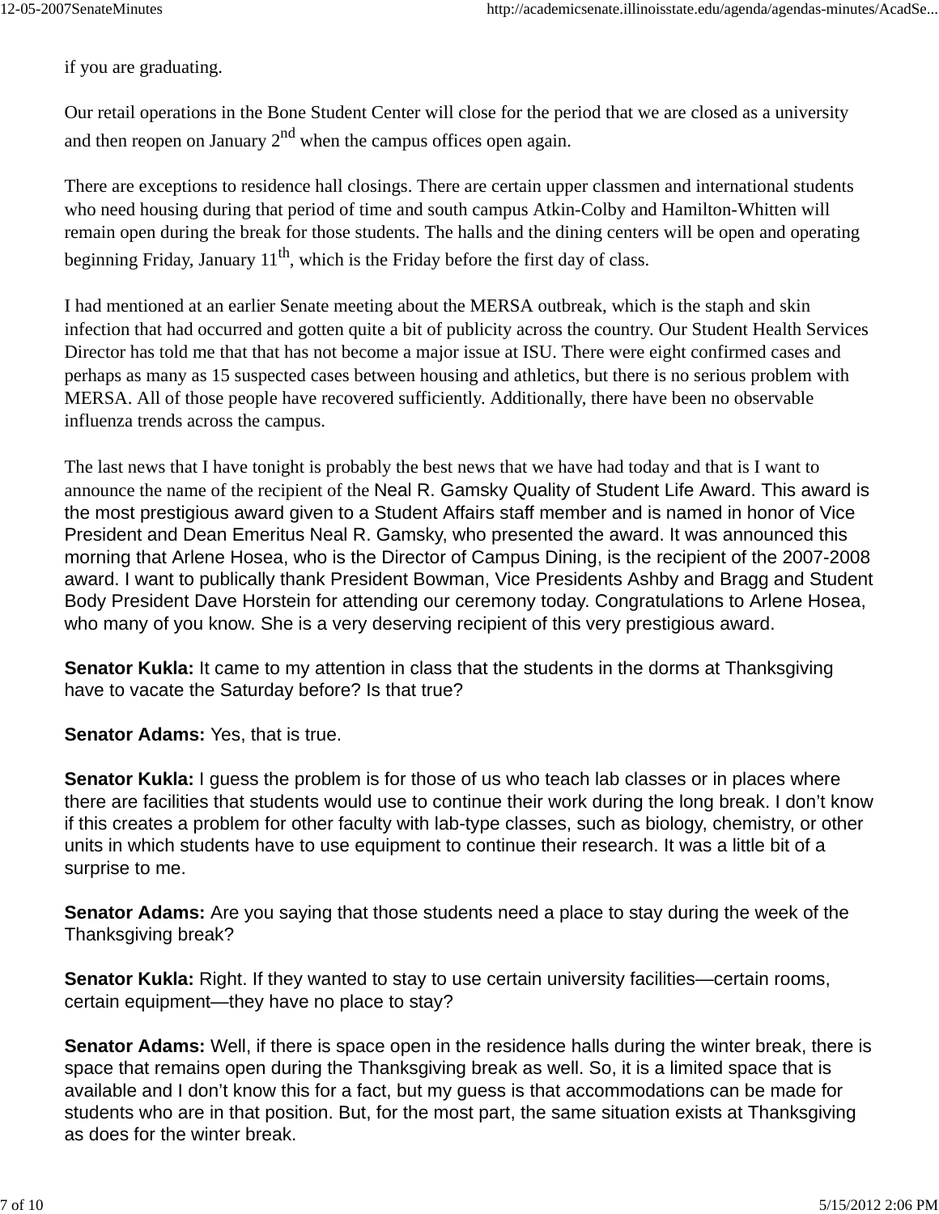if you are graduating.

Our retail operations in the Bone Student Center will close for the period that we are closed as a university and then reopen on January 2nd when the campus offices open again.

There are exceptions to residence hall closings. There are certain upper classmen and international students who need housing during that period of time and south campus Atkin-Colby and Hamilton-Whitten will remain open during the break for those students. The halls and the dining centers will be open and operating beginning Friday, January 11th, which is the Friday before the first day of class.

I had mentioned at an earlier Senate meeting about the MERSA outbreak, which is the staph and skin infection that had occurred and gotten quite a bit of publicity across the country. Our Student Health Services Director has told me that that has not become a major issue at ISU. There were eight confirmed cases and perhaps as many as 15 suspected cases between housing and athletics, but there is no serious problem with MERSA. All of those people have recovered sufficiently. Additionally, there have been no observable influenza trends across the campus.

The last news that I have tonight is probably the best news that we have had today and that is I want to announce the name of the recipient of the Neal R. Gamsky Quality of Student Life Award. This award is the most prestigious award given to a Student Affairs staff member and is named in honor of Vice President and Dean Emeritus Neal R. Gamsky, who presented the award. It was announced this morning that Arlene Hosea, who is the Director of Campus Dining, is the recipient of the 2007-2008 award. I want to publically thank President Bowman, Vice Presidents Ashby and Bragg and Student Body President Dave Horstein for attending our ceremony today. Congratulations to Arlene Hosea, who many of you know. She is a very deserving recipient of this very prestigious award.

**Senator Kukla:** It came to my attention in class that the students in the dorms at Thanksgiving have to vacate the Saturday before? Is that true?

**Senator Adams:** Yes, that is true.

**Senator Kukla:** I guess the problem is for those of us who teach lab classes or in places where there are facilities that students would use to continue their work during the long break. I don't know if this creates a problem for other faculty with lab-type classes, such as biology, chemistry, or other units in which students have to use equipment to continue their research. It was a little bit of a surprise to me.

**Senator Adams:** Are you saying that those students need a place to stay during the week of the Thanksgiving break?

**Senator Kukla:** Right. If they wanted to stay to use certain university facilities—certain rooms, certain equipment—they have no place to stay?

**Senator Adams:** Well, if there is space open in the residence halls during the winter break, there is space that remains open during the Thanksgiving break as well. So, it is a limited space that is available and I don't know this for a fact, but my guess is that accommodations can be made for students who are in that position. But, for the most part, the same situation exists at Thanksgiving as does for the winter break.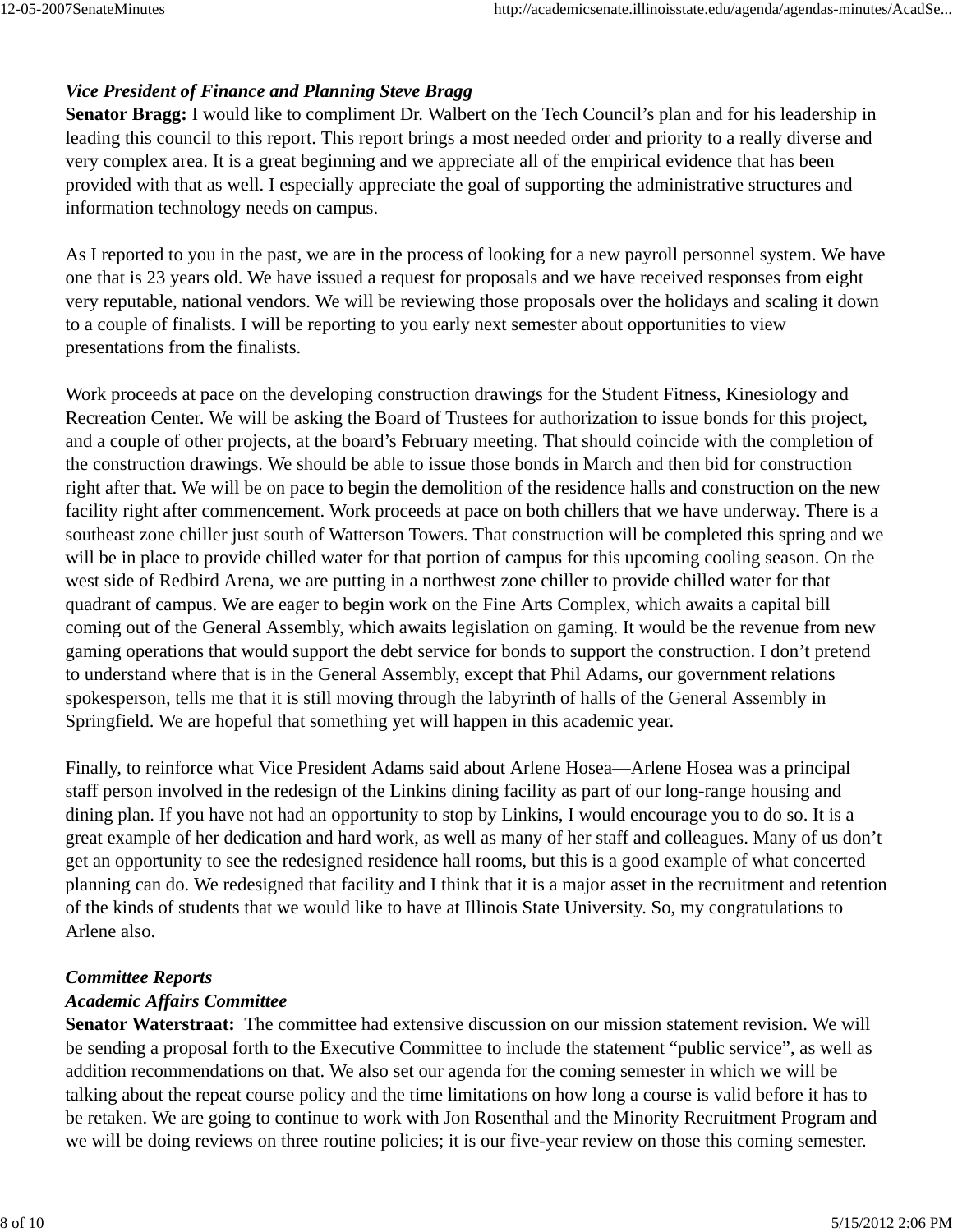*Vice President of Finance and Planning Steve Bragg*

**Senator Bragg:** I would like to compliment Dr. Walbert on the Tech Council's plan and for his leadership in leading this council to this report. This report brings a most needed order and priority to a really diverse and very complex area. It is a great beginning and we appreciate all of the empirical evidence that has been provided with that as well. I especially appreciate the goal of supporting the administrative structures and information technology needs on campus.

As I reported to you in the past, we are in the process of looking for a new payroll personnel system. We have one that is 23 years old. We have issued a request for proposals and we have received responses from eight very reputable, national vendors. We will be reviewing those proposals over the holidays and scaling it down to a couple of finalists. I will be reporting to you early next semester about opportunities to view presentations from the finalists.

Work proceeds at pace on the developing construction drawings for the Student Fitness, Kinesiology and Recreation Center. We will be asking the Board of Trustees for authorization to issue bonds for this project, and a couple of other projects, at the board's February meeting. That should coincide with the completion of the construction drawings. We should be able to issue those bonds in March and then bid for construction right after that. We will be on pace to begin the demolition of the residence halls and construction on the new facility right after commencement. Work proceeds at pace on both chillers that we have underway. There is a southeast zone chiller just south of Watterson Towers. That construction will be completed this spring and we will be in place to provide chilled water for that portion of campus for this upcoming cooling season. On the west side of Redbird Arena, we are putting in a northwest zone chiller to provide chilled water for that quadrant of campus. We are eager to begin work on the Fine Arts Complex, which awaits a capital bill coming out of the General Assembly, which awaits legislation on gaming. It would be the revenue from new gaming operations that would support the debt service for bonds to support the construction. I don't pretend to understand where that is in the General Assembly, except that Phil Adams, our government relations spokesperson, tells me that it is still moving through the labyrinth of halls of the General Assembly in Springfield. We are hopeful that something yet will happen in this academic year.

Finally, to reinforce what Vice President Adams said about Arlene Hosea—Arlene Hosea was a principal staff person involved in the redesign of the Linkins dining facility as part of our long-range housing and dining plan. If you have not had an opportunity to stop by Linkins, I would encourage you to do so. It is a great example of her dedication and hard work, as well as many of her staff and colleagues. Many of us don't get an opportunity to see the redesigned residence hall rooms, but this is a good example of what concerted planning can do. We redesigned that facility and I think that it is a major asset in the recruitment and retention of the kinds of students that we would like to have at Illinois State University. So, my congratulations to Arlene also.

***Committee Reports***

***Academic Affairs Committee***

**Senator Waterstraat:** The committee had extensive discussion on our mission statement revision. We will be sending a proposal forth to the Executive Committee to include the statement "public service", as well as addition recommendations on that. We also set our agenda for the coming semester in which we will be talking about the repeat course policy and the time limitations on how long a course is valid before it has to be retaken. We are going to continue to work with Jon Rosenthal and the Minority Recruitment Program and we will be doing reviews on three routine policies; it is our five-year review on those this coming semester.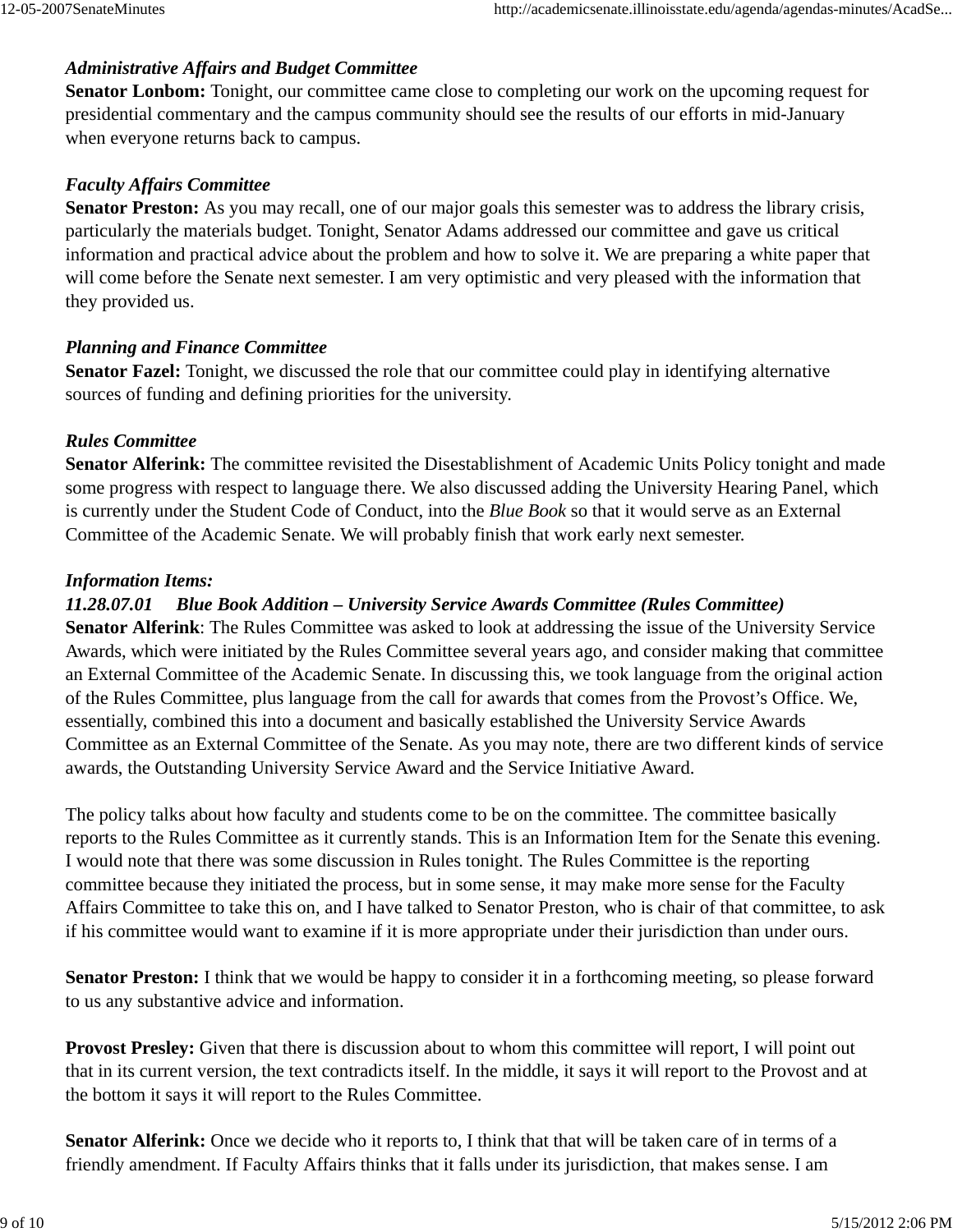*Administrative Affairs and Budget Committee*
**Senator Lonbom:** Tonight, our committee came close to completing our work on the upcoming request for presidential commentary and the campus community should see the results of our efforts in mid-January when everyone returns back to campus.

*Faculty Affairs Committee*
**Senator Preston:** As you may recall, one of our major goals this semester was to address the library crisis, particularly the materials budget. Tonight, Senator Adams addressed our committee and gave us critical information and practical advice about the problem and how to solve it. We are preparing a white paper that will come before the Senate next semester. I am very optimistic and very pleased with the information that they provided us.

*Planning and Finance Committee*
**Senator Fazel:** Tonight, we discussed the role that our committee could play in identifying alternative sources of funding and defining priorities for the university.

*Rules Committee*
**Senator Alferink:** The committee revisited the Disestablishment of Academic Units Policy tonight and made some progress with respect to language there. We also discussed adding the University Hearing Panel, which is currently under the Student Code of Conduct, into the *Blue Book* so that it would serve as an External Committee of the Academic Senate. We will probably finish that work early next semester.

***Information Items:***
***11.28.07.01 Blue Book Addition – University Service Awards Committee (Rules Committee)***
**Senator Alferink**: The Rules Committee was asked to look at addressing the issue of the University Service Awards, which were initiated by the Rules Committee several years ago, and consider making that committee an External Committee of the Academic Senate. In discussing this, we took language from the original action of the Rules Committee, plus language from the call for awards that comes from the Provost's Office. We, essentially, combined this into a document and basically established the University Service Awards Committee as an External Committee of the Senate. As you may note, there are two different kinds of service awards, the Outstanding University Service Award and the Service Initiative Award.

The policy talks about how faculty and students come to be on the committee. The committee basically reports to the Rules Committee as it currently stands. This is an Information Item for the Senate this evening. I would note that there was some discussion in Rules tonight. The Rules Committee is the reporting committee because they initiated the process, but in some sense, it may make more sense for the Faculty Affairs Committee to take this on, and I have talked to Senator Preston, who is chair of that committee, to ask if his committee would want to examine if it is more appropriate under their jurisdiction than under ours.

**Senator Preston:** I think that we would be happy to consider it in a forthcoming meeting, so please forward to us any substantive advice and information.

**Provost Presley:** Given that there is discussion about to whom this committee will report, I will point out that in its current version, the text contradicts itself. In the middle, it says it will report to the Provost and at the bottom it says it will report to the Rules Committee.

**Senator Alferink:** Once we decide who it reports to, I think that that will be taken care of in terms of a friendly amendment. If Faculty Affairs thinks that it falls under its jurisdiction, that makes sense. I am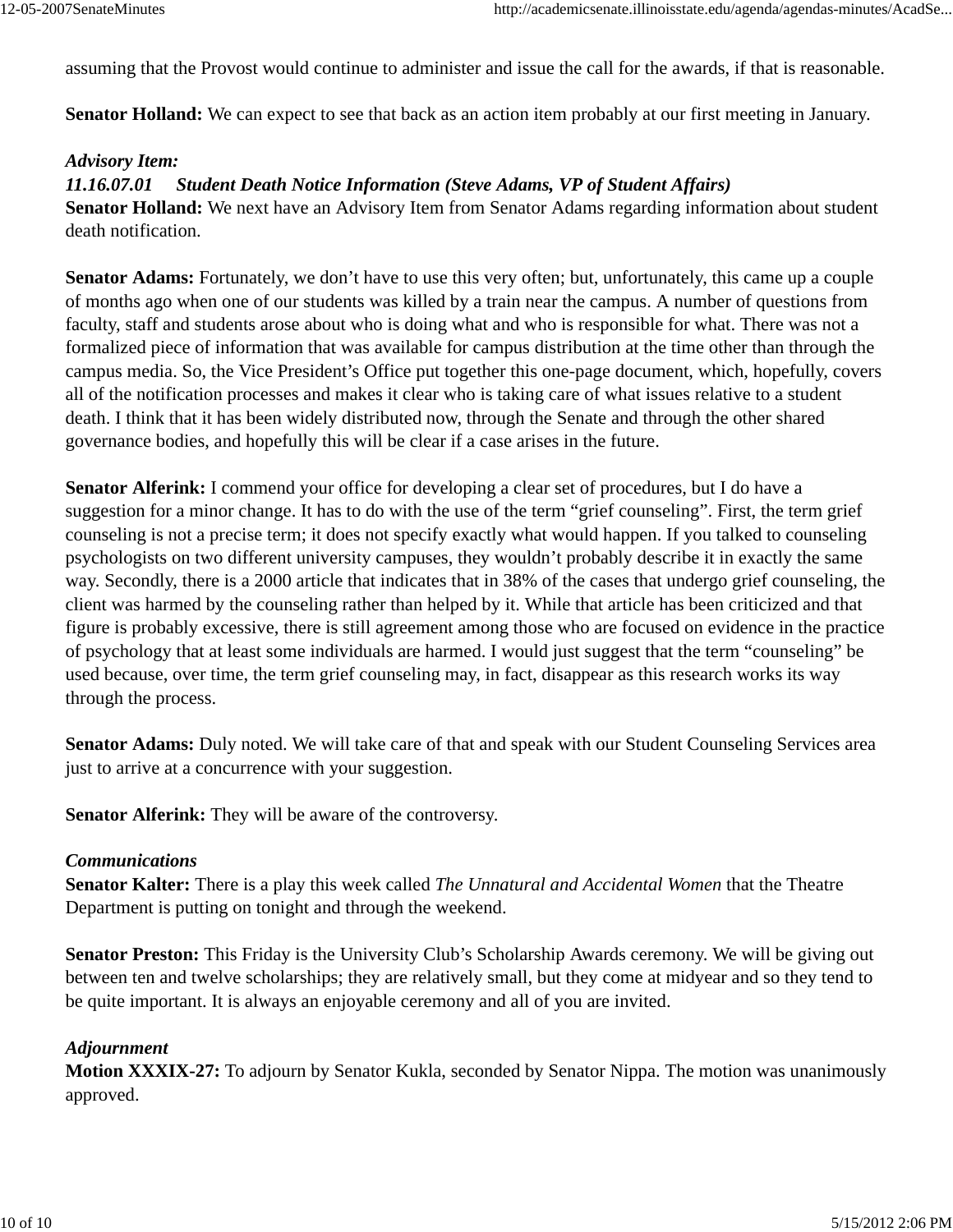assuming that the Provost would continue to administer and issue the call for the awards, if that is reasonable.

**Senator Holland:** We can expect to see that back as an action item probably at our first meeting in January.

***Advisory Item:***
***11.16.07.01 Student Death Notice Information (Steve Adams, VP of Student Affairs)***
**Senator Holland:** We next have an Advisory Item from Senator Adams regarding information about student death notification.

**Senator Adams:** Fortunately, we don't have to use this very often; but, unfortunately, this came up a couple of months ago when one of our students was killed by a train near the campus. A number of questions from faculty, staff and students arose about who is doing what and who is responsible for what. There was not a formalized piece of information that was available for campus distribution at the time other than through the campus media. So, the Vice President's Office put together this one-page document, which, hopefully, covers all of the notification processes and makes it clear who is taking care of what issues relative to a student death. I think that it has been widely distributed now, through the Senate and through the other shared governance bodies, and hopefully this will be clear if a case arises in the future.

**Senator Alferink:** I commend your office for developing a clear set of procedures, but I do have a suggestion for a minor change. It has to do with the use of the term "grief counseling". First, the term grief counseling is not a precise term; it does not specify exactly what would happen. If you talked to counseling psychologists on two different university campuses, they wouldn't probably describe it in exactly the same way. Secondly, there is a 2000 article that indicates that in 38% of the cases that undergo grief counseling, the client was harmed by the counseling rather than helped by it. While that article has been criticized and that figure is probably excessive, there is still agreement among those who are focused on evidence in the practice of psychology that at least some individuals are harmed. I would just suggest that the term "counseling" be used because, over time, the term grief counseling may, in fact, disappear as this research works its way through the process.

**Senator Adams:** Duly noted. We will take care of that and speak with our Student Counseling Services area just to arrive at a concurrence with your suggestion.

**Senator Alferink:** They will be aware of the controversy.

***Communications***
**Senator Kalter:** There is a play this week called *The Unnatural and Accidental Women* that the Theatre Department is putting on tonight and through the weekend.

**Senator Preston:** This Friday is the University Club's Scholarship Awards ceremony. We will be giving out between ten and twelve scholarships; they are relatively small, but they come at midyear and so they tend to be quite important. It is always an enjoyable ceremony and all of you are invited.

***Adjournment***
**Motion XXXIX-27:** To adjourn by Senator Kukla, seconded by Senator Nippa. The motion was unanimously approved.